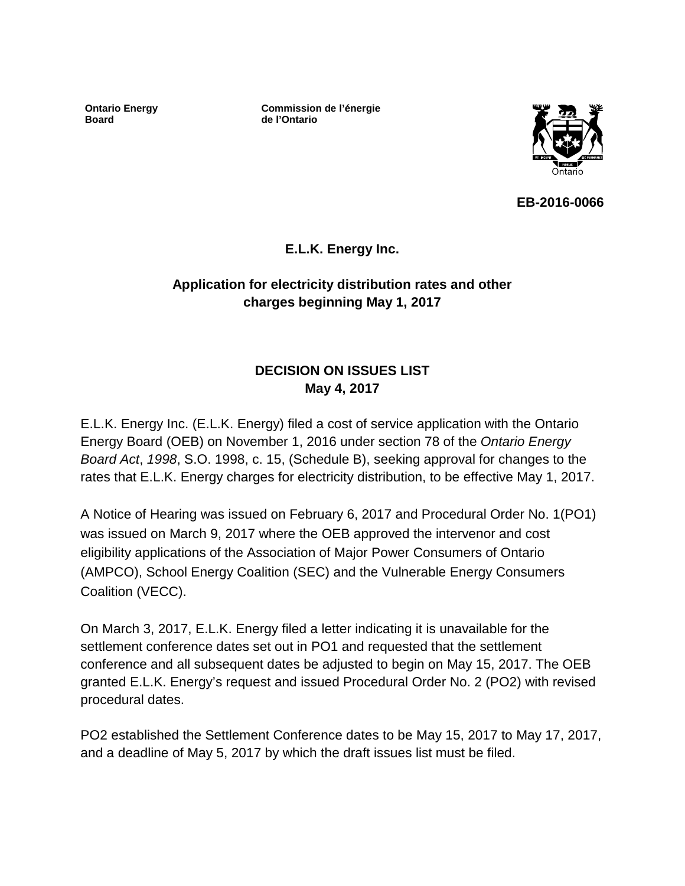**Ontario Energy Board**

**Commission de l'énergie de l'Ontario**

**EB-2016-0066**

# E.L.K. Energy Inc.

## Application for electricity distribution rates and other charges beginning May 1, 2017

## DECISION ON ISSUES LIST
**May 4, 2017**

E.L.K. Energy Inc. (E.L.K. Energy) filed a cost of service application with the Ontario Energy Board (OEB) on November 1, 2016 under section 78 of the *Ontario Energy Board Act*, *1998*, S.O. 1998, c. 15, (Schedule B), seeking approval for changes to the rates that E.L.K. Energy charges for electricity distribution, to be effective May 1, 2017.

A Notice of Hearing was issued on February 6, 2017 and Procedural Order No. 1(PO1) was issued on March 9, 2017 where the OEB approved the intervenor and cost eligibility applications of the Association of Major Power Consumers of Ontario (AMPCO), School Energy Coalition (SEC) and the Vulnerable Energy Consumers Coalition (VECC).

On March 3, 2017, E.L.K. Energy filed a letter indicating it is unavailable for the settlement conference dates set out in PO1 and requested that the settlement conference and all subsequent dates be adjusted to begin on May 15, 2017. The OEB granted E.L.K. Energy's request and issued Procedural Order No. 2 (PO2) with revised procedural dates.

PO2 established the Settlement Conference dates to be May 15, 2017 to May 17, 2017, and a deadline of May 5, 2017 by which the draft issues list must be filed.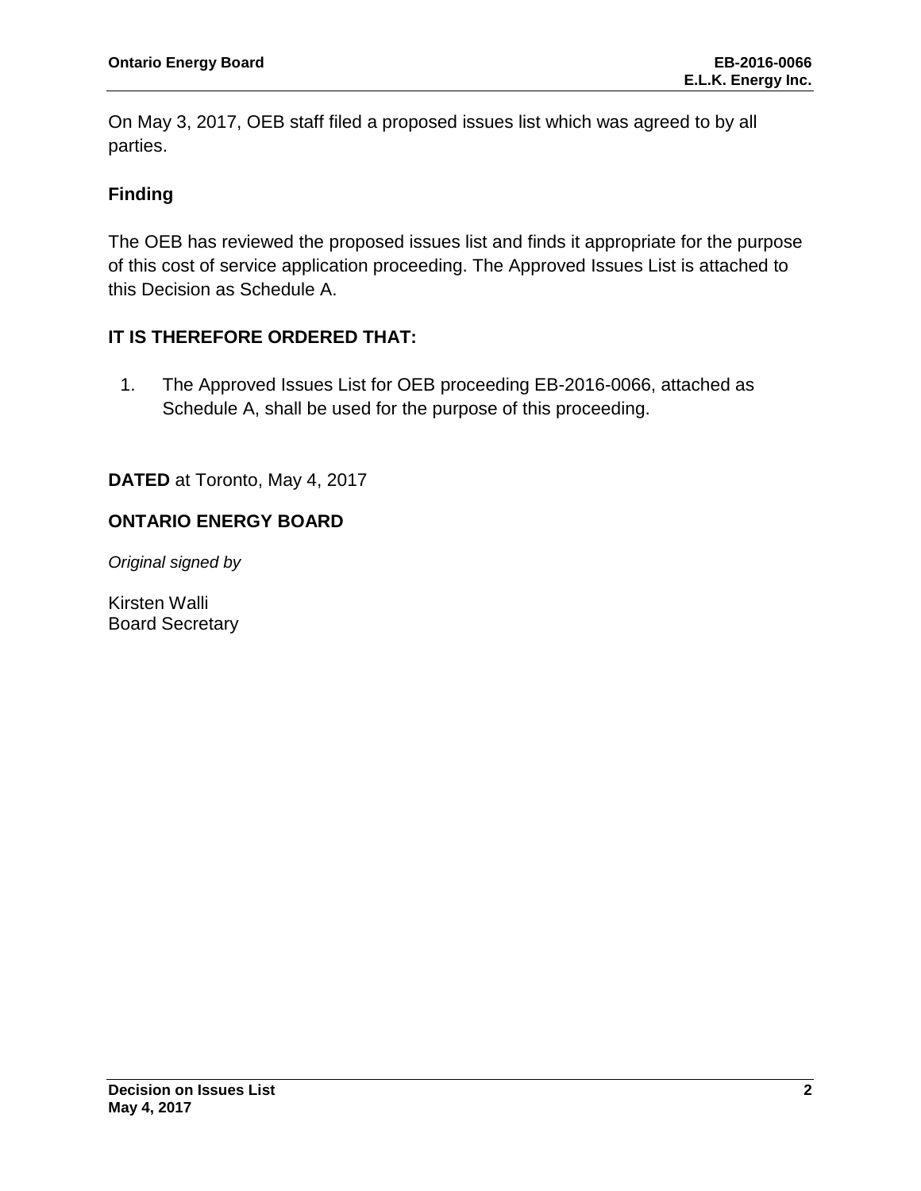On May 3, 2017, OEB staff filed a proposed issues list which was agreed to by all parties.

## Finding

The OEB has reviewed the proposed issues list and finds it appropriate for the purpose of this cost of service application proceeding. The Approved Issues List is attached to this Decision as Schedule A.

## IT IS THEREFORE ORDERED THAT:

1. The Approved Issues List for OEB proceeding EB-2016-0066, attached as Schedule A, shall be used for the purpose of this proceeding.

**DATED** at Toronto, May 4, 2017

**ONTARIO ENERGY BOARD**

*Original signed by*

Kirsten Walli
Board Secretary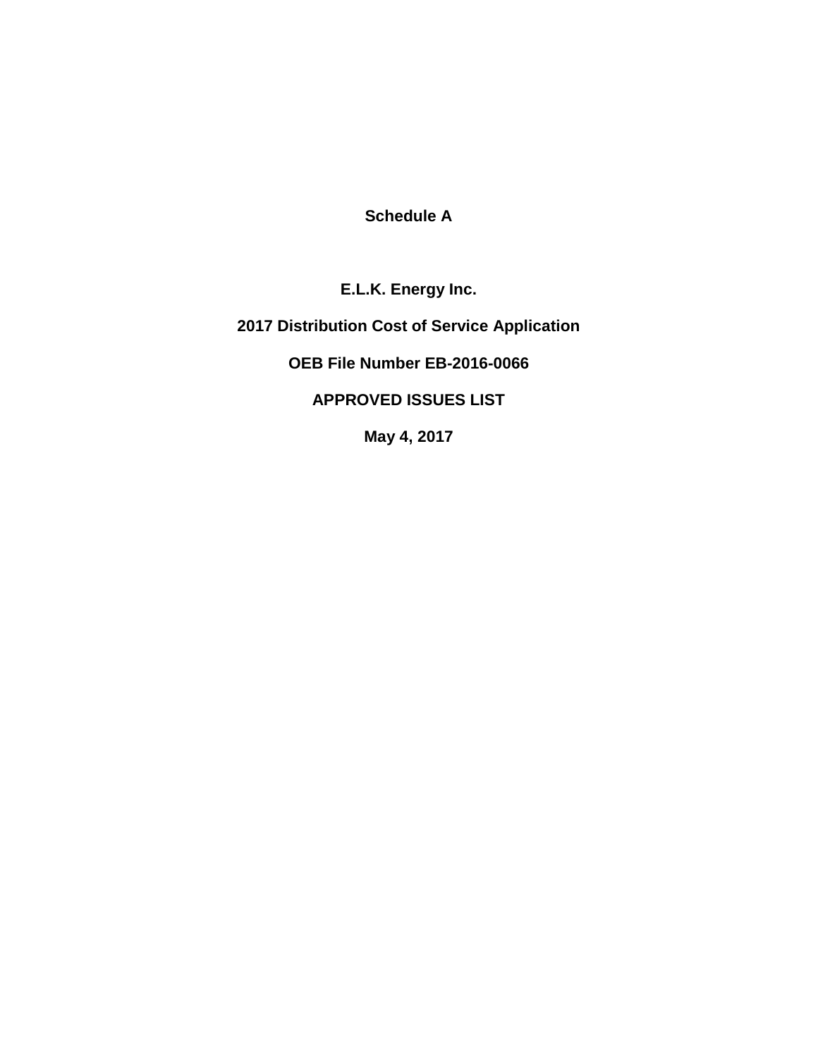**Schedule A**

**E.L.K. Energy Inc.**

**2017 Distribution Cost of Service Application**

**OEB File Number EB-2016-0066**

**APPROVED ISSUES LIST**

**May 4, 2017**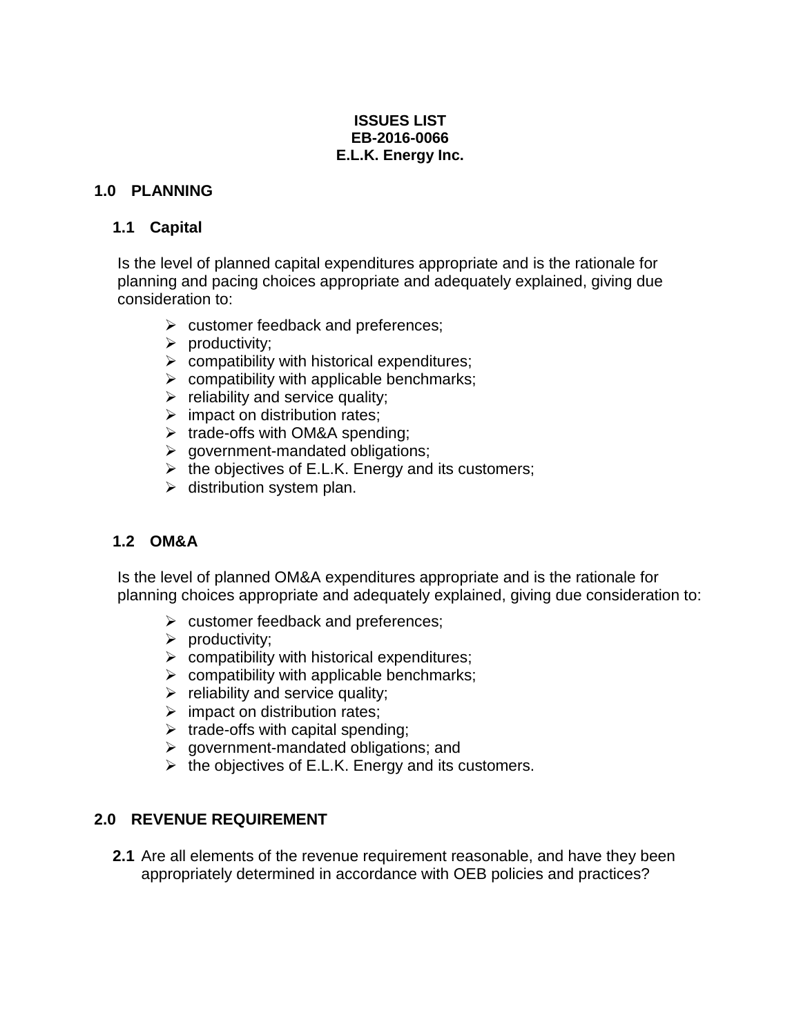**ISSUES LIST**
**EB-2016-0066**
**E.L.K. Energy Inc.**

## 1.0 PLANNING

### 1.1 Capital

Is the level of planned capital expenditures appropriate and is the rationale for planning and pacing choices appropriate and adequately explained, giving due consideration to:

- customer feedback and preferences;
- productivity;
- compatibility with historical expenditures;
- compatibility with applicable benchmarks;
- reliability and service quality;
- impact on distribution rates;
- trade-offs with OM&A spending;
- government-mandated obligations;
- the objectives of E.L.K. Energy and its customers;
- distribution system plan.

### 1.2 OM&A

Is the level of planned OM&A expenditures appropriate and is the rationale for planning choices appropriate and adequately explained, giving due consideration to:

- customer feedback and preferences;
- productivity;
- compatibility with historical expenditures;
- compatibility with applicable benchmarks;
- reliability and service quality;
- impact on distribution rates;
- trade-offs with capital spending;
- government-mandated obligations; and
- the objectives of E.L.K. Energy and its customers.

## 2.0 REVENUE REQUIREMENT

**2.1** Are all elements of the revenue requirement reasonable, and have they been appropriately determined in accordance with OEB policies and practices?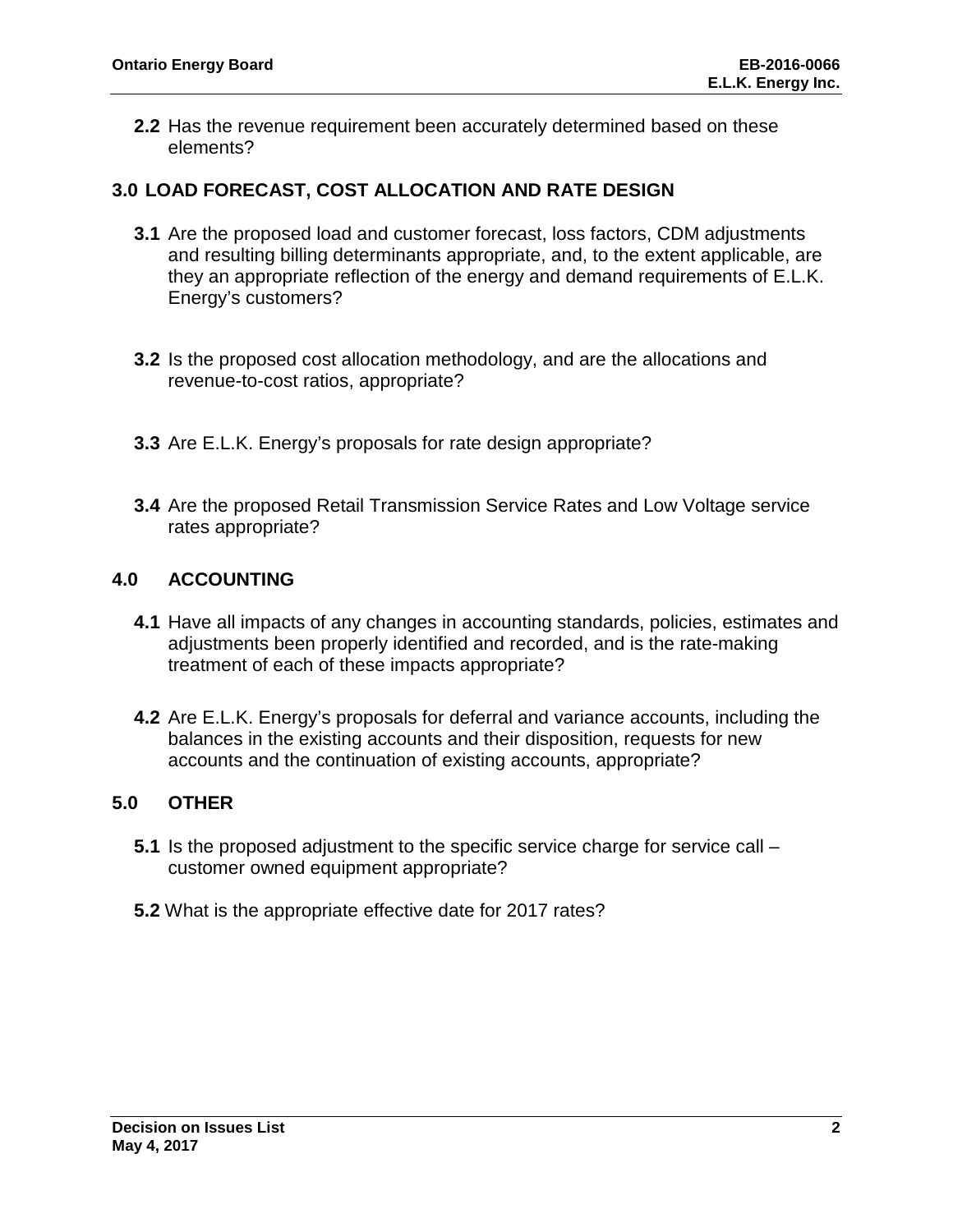**2.2** Has the revenue requirement been accurately determined based on these elements?

## 3.0 LOAD FORECAST, COST ALLOCATION AND RATE DESIGN

**3.1** Are the proposed load and customer forecast, loss factors, CDM adjustments and resulting billing determinants appropriate, and, to the extent applicable, are they an appropriate reflection of the energy and demand requirements of E.L.K. Energy's customers?

**3.2** Is the proposed cost allocation methodology, and are the allocations and revenue-to-cost ratios, appropriate?

**3.3** Are E.L.K. Energy's proposals for rate design appropriate?

**3.4** Are the proposed Retail Transmission Service Rates and Low Voltage service rates appropriate?

## 4.0 ACCOUNTING

**4.1** Have all impacts of any changes in accounting standards, policies, estimates and adjustments been properly identified and recorded, and is the rate-making treatment of each of these impacts appropriate?

**4.2** Are E.L.K. Energy's proposals for deferral and variance accounts, including the balances in the existing accounts and their disposition, requests for new accounts and the continuation of existing accounts, appropriate?

## 5.0 OTHER

**5.1** Is the proposed adjustment to the specific service charge for service call – customer owned equipment appropriate?

**5.2** What is the appropriate effective date for 2017 rates?